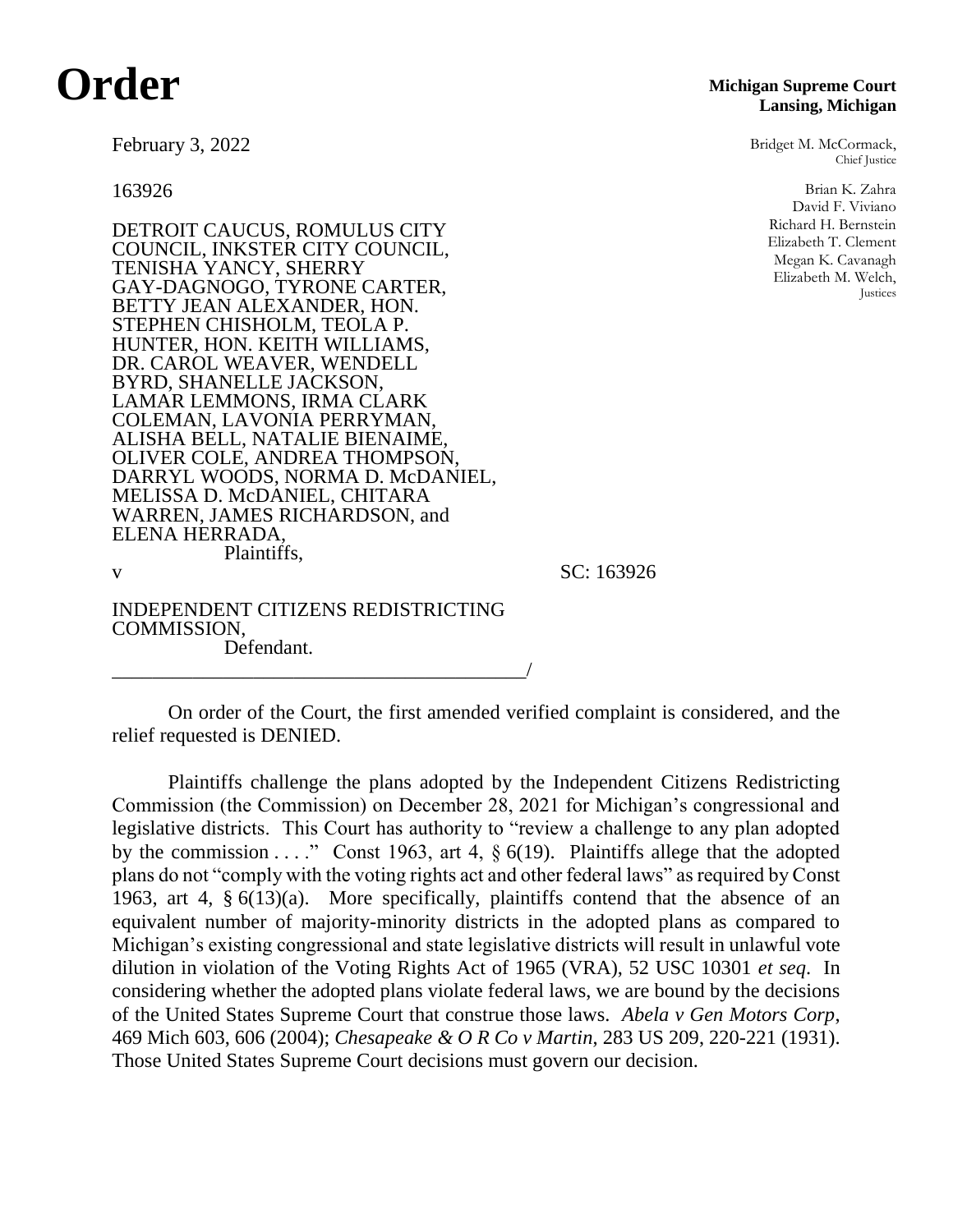# Order

**Michigan Supreme Court**
**Lansing, Michigan**

February 3, 2022

Bridget M. McCormack,
Chief Justice

163926

Brian K. Zahra
David F. Viviano
Richard H. Bernstein
Elizabeth T. Clement
Megan K. Cavanagh
Elizabeth M. Welch,
Justices

DETROIT CAUCUS, ROMULUS CITY COUNCIL, INKSTER CITY COUNCIL, TENISHA YANCY, SHERRY GAY-DAGNOGO, TYRONE CARTER, BETTY JEAN ALEXANDER, HON. STEPHEN CHISHOLM, TEOLA P. HUNTER, HON. KEITH WILLIAMS, DR. CAROL WEAVER, WENDELL BYRD, SHANELLE JACKSON, LAMAR LEMMONS, IRMA CLARK COLEMAN, LAVONIA PERRYMAN, ALISHA BELL, NATALIE BIENAIME, OLIVER COLE, ANDREA THOMPSON, DARRYL WOODS, NORMA D. McDANIEL, MELISSA D. McDANIEL, CHITARA WARREN, JAMES RICHARDSON, and ELENA HERRADA,
Plaintiffs,

v SC: 163926

INDEPENDENT CITIZENS REDISTRICTING COMMISSION,
Defendant.

_____________________________________________/

On order of the Court, the first amended verified complaint is considered, and the relief requested is DENIED.

Plaintiffs challenge the plans adopted by the Independent Citizens Redistricting Commission (the Commission) on December 28, 2021 for Michigan's congressional and legislative districts. This Court has authority to "review a challenge to any plan adopted by the commission . . . ." Const 1963, art 4, § 6(19). Plaintiffs allege that the adopted plans do not "comply with the voting rights act and other federal laws" as required by Const 1963, art 4, § 6(13)(a). More specifically, plaintiffs contend that the absence of an equivalent number of majority-minority districts in the adopted plans as compared to Michigan's existing congressional and state legislative districts will result in unlawful vote dilution in violation of the Voting Rights Act of 1965 (VRA), 52 USC 10301 *et seq*. In considering whether the adopted plans violate federal laws, we are bound by the decisions of the United States Supreme Court that construe those laws. *Abela v Gen Motors Corp*, 469 Mich 603, 606 (2004); *Chesapeake & O R Co v Martin*, 283 US 209, 220-221 (1931). Those United States Supreme Court decisions must govern our decision.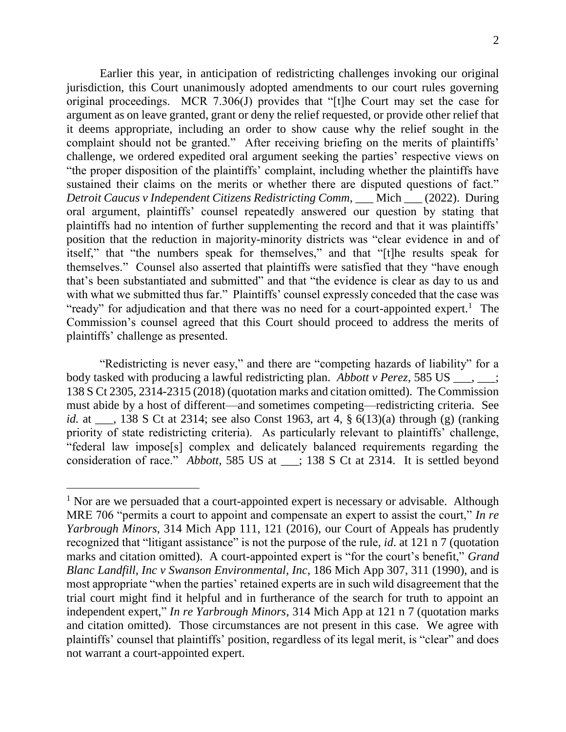Earlier this year, in anticipation of redistricting challenges invoking our original jurisdiction, this Court unanimously adopted amendments to our court rules governing original proceedings. MCR 7.306(J) provides that "[t]he Court may set the case for argument as on leave granted, grant or deny the relief requested, or provide other relief that it deems appropriate, including an order to show cause why the relief sought in the complaint should not be granted." After receiving briefing on the merits of plaintiffs' challenge, we ordered expedited oral argument seeking the parties' respective views on "the proper disposition of the plaintiffs' complaint, including whether the plaintiffs have sustained their claims on the merits or whether there are disputed questions of fact." *Detroit Caucus v Independent Citizens Redistricting Comm*, ___ Mich ___ (2022). During oral argument, plaintiffs' counsel repeatedly answered our question by stating that plaintiffs had no intention of further supplementing the record and that it was plaintiffs' position that the reduction in majority-minority districts was "clear evidence in and of itself," that "the numbers speak for themselves," and that "[t]he results speak for themselves." Counsel also asserted that plaintiffs were satisfied that they "have enough that's been substantiated and submitted" and that "the evidence is clear as day to us and with what we submitted thus far." Plaintiffs' counsel expressly conceded that the case was "ready" for adjudication and that there was no need for a court-appointed expert.[1] The Commission's counsel agreed that this Court should proceed to address the merits of plaintiffs' challenge as presented.

"Redistricting is never easy," and there are "competing hazards of liability" for a body tasked with producing a lawful redistricting plan. *Abbott v Perez*, 585 US ___, ___; 138 S Ct 2305, 2314-2315 (2018) (quotation marks and citation omitted). The Commission must abide by a host of different—and sometimes competing—redistricting criteria. See *id.* at ___, 138 S Ct at 2314; see also Const 1963, art 4, § 6(13)(a) through (g) (ranking priority of state redistricting criteria). As particularly relevant to plaintiffs' challenge, "federal law impose[s] complex and delicately balanced requirements regarding the consideration of race." *Abbott*, 585 US at ___; 138 S Ct at 2314. It is settled beyond

---

[1] Nor are we persuaded that a court-appointed expert is necessary or advisable. Although MRE 706 "permits a court to appoint and compensate an expert to assist the court," *In re Yarbrough Minors*, 314 Mich App 111, 121 (2016), our Court of Appeals has prudently recognized that "litigant assistance" is not the purpose of the rule, *id*. at 121 n 7 (quotation marks and citation omitted). A court-appointed expert is "for the court's benefit," *Grand Blanc Landfill, Inc v Swanson Environmental, Inc*, 186 Mich App 307, 311 (1990), and is most appropriate "when the parties' retained experts are in such wild disagreement that the trial court might find it helpful and in furtherance of the search for truth to appoint an independent expert," *In re Yarbrough Minors*, 314 Mich App at 121 n 7 (quotation marks and citation omitted). Those circumstances are not present in this case. We agree with plaintiffs' counsel that plaintiffs' position, regardless of its legal merit, is "clear" and does not warrant a court-appointed expert.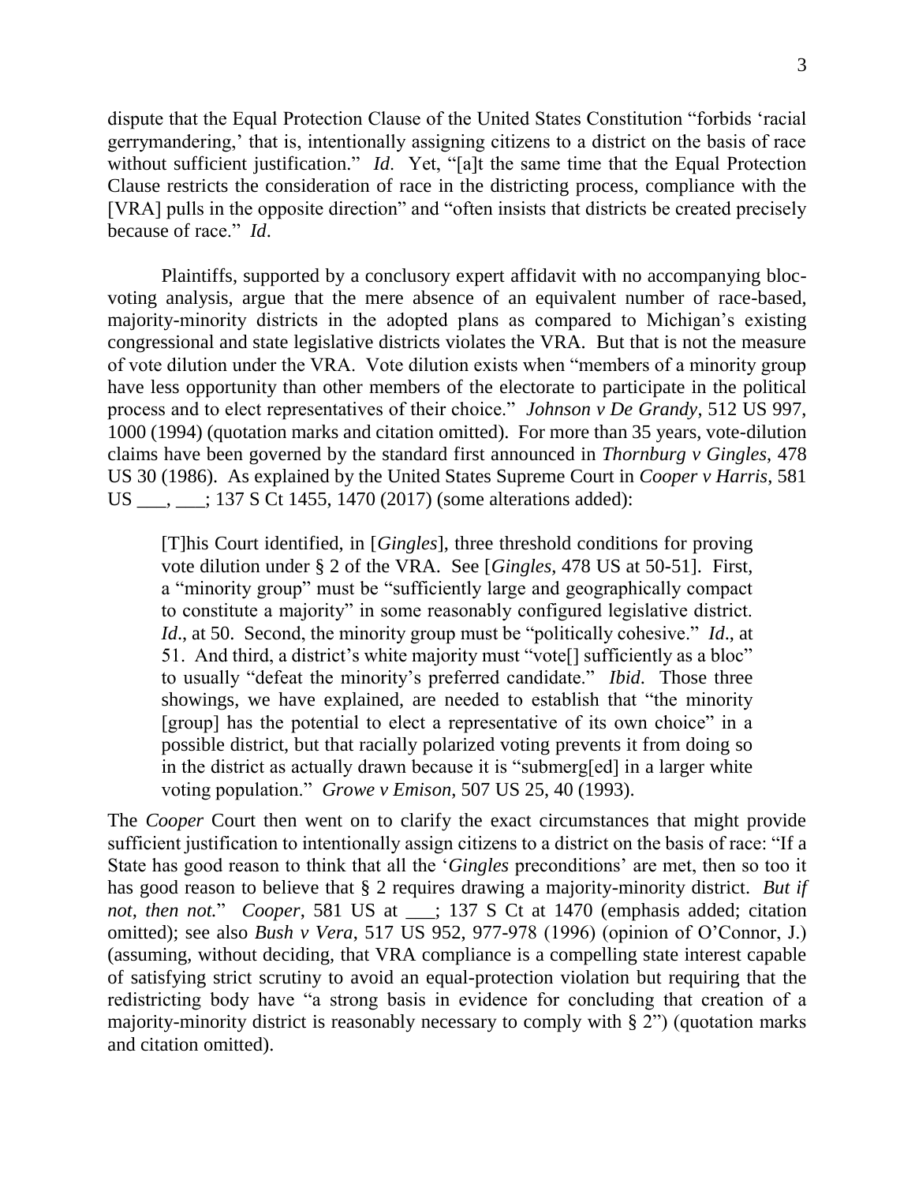dispute that the Equal Protection Clause of the United States Constitution "forbids 'racial gerrymandering,' that is, intentionally assigning citizens to a district on the basis of race without sufficient justification." *Id*. Yet, "[a]t the same time that the Equal Protection Clause restricts the consideration of race in the districting process, compliance with the [VRA] pulls in the opposite direction" and "often insists that districts be created precisely because of race." *Id*.

Plaintiffs, supported by a conclusory expert affidavit with no accompanying bloc-voting analysis, argue that the mere absence of an equivalent number of race-based, majority-minority districts in the adopted plans as compared to Michigan's existing congressional and state legislative districts violates the VRA. But that is not the measure of vote dilution under the VRA. Vote dilution exists when "members of a minority group have less opportunity than other members of the electorate to participate in the political process and to elect representatives of their choice." *Johnson v De Grandy*, 512 US 997, 1000 (1994) (quotation marks and citation omitted). For more than 35 years, vote-dilution claims have been governed by the standard first announced in *Thornburg v Gingles*, 478 US 30 (1986). As explained by the United States Supreme Court in *Cooper v Harris*, 581 US \_\_\_, \_\_\_; 137 S Ct 1455, 1470 (2017) (some alterations added):

> [T]his Court identified, in [*Gingles*], three threshold conditions for proving vote dilution under § 2 of the VRA. See [*Gingles*, 478 US at 50-51]. First, a "minority group" must be "sufficiently large and geographically compact to constitute a majority" in some reasonably configured legislative district. *Id*., at 50. Second, the minority group must be "politically cohesive." *Id*., at 51. And third, a district's white majority must "vote[] sufficiently as a bloc" to usually "defeat the minority's preferred candidate." *Ibid*. Those three showings, we have explained, are needed to establish that "the minority [group] has the potential to elect a representative of its own choice" in a possible district, but that racially polarized voting prevents it from doing so in the district as actually drawn because it is "submerg[ed] in a larger white voting population." *Growe v Emison*, 507 US 25, 40 (1993).

The *Cooper* Court then went on to clarify the exact circumstances that might provide sufficient justification to intentionally assign citizens to a district on the basis of race: "If a State has good reason to think that all the '*Gingles* preconditions' are met, then so too it has good reason to believe that § 2 requires drawing a majority-minority district. *But if not, then not.*" *Cooper*, 581 US at \_\_\_; 137 S Ct at 1470 (emphasis added; citation omitted); see also *Bush v Vera*, 517 US 952, 977-978 (1996) (opinion of O'Connor, J.) (assuming, without deciding, that VRA compliance is a compelling state interest capable of satisfying strict scrutiny to avoid an equal-protection violation but requiring that the redistricting body have "a strong basis in evidence for concluding that creation of a majority-minority district is reasonably necessary to comply with § 2") (quotation marks and citation omitted).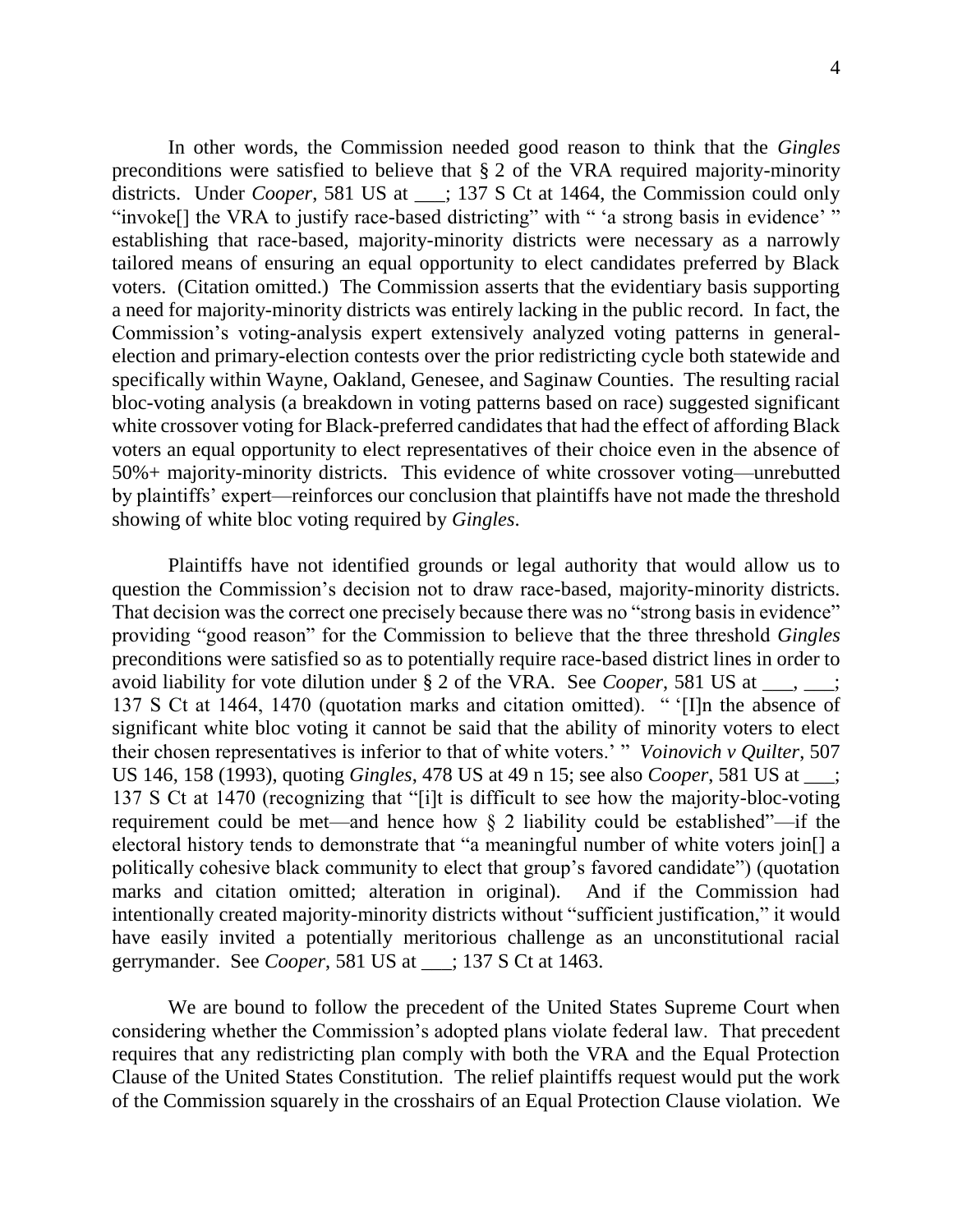In other words, the Commission needed good reason to think that the *Gingles* preconditions were satisfied to believe that § 2 of the VRA required majority-minority districts. Under *Cooper*, 581 US at ___; 137 S Ct at 1464, the Commission could only "invoke[] the VRA to justify race-based districting" with " 'a strong basis in evidence' " establishing that race-based, majority-minority districts were necessary as a narrowly tailored means of ensuring an equal opportunity to elect candidates preferred by Black voters. (Citation omitted.) The Commission asserts that the evidentiary basis supporting a need for majority-minority districts was entirely lacking in the public record. In fact, the Commission's voting-analysis expert extensively analyzed voting patterns in general-election and primary-election contests over the prior redistricting cycle both statewide and specifically within Wayne, Oakland, Genesee, and Saginaw Counties. The resulting racial bloc-voting analysis (a breakdown in voting patterns based on race) suggested significant white crossover voting for Black-preferred candidates that had the effect of affording Black voters an equal opportunity to elect representatives of their choice even in the absence of 50%+ majority-minority districts. This evidence of white crossover voting—unrebutted by plaintiffs' expert—reinforces our conclusion that plaintiffs have not made the threshold showing of white bloc voting required by *Gingles*.

Plaintiffs have not identified grounds or legal authority that would allow us to question the Commission's decision not to draw race-based, majority-minority districts. That decision was the correct one precisely because there was no "strong basis in evidence" providing "good reason" for the Commission to believe that the three threshold *Gingles* preconditions were satisfied so as to potentially require race-based district lines in order to avoid liability for vote dilution under § 2 of the VRA. See *Cooper*, 581 US at ___, ___; 137 S Ct at 1464, 1470 (quotation marks and citation omitted). " '[I]n the absence of significant white bloc voting it cannot be said that the ability of minority voters to elect their chosen representatives is inferior to that of white voters.' " *Voinovich v Quilter*, 507 US 146, 158 (1993), quoting *Gingles*, 478 US at 49 n 15; see also *Cooper*, 581 US at ___; 137 S Ct at 1470 (recognizing that "[i]t is difficult to see how the majority-bloc-voting requirement could be met—and hence how § 2 liability could be established"—if the electoral history tends to demonstrate that "a meaningful number of white voters join[] a politically cohesive black community to elect that group's favored candidate") (quotation marks and citation omitted; alteration in original). And if the Commission had intentionally created majority-minority districts without "sufficient justification," it would have easily invited a potentially meritorious challenge as an unconstitutional racial gerrymander. See *Cooper*, 581 US at ___; 137 S Ct at 1463.

We are bound to follow the precedent of the United States Supreme Court when considering whether the Commission's adopted plans violate federal law. That precedent requires that any redistricting plan comply with both the VRA and the Equal Protection Clause of the United States Constitution. The relief plaintiffs request would put the work of the Commission squarely in the crosshairs of an Equal Protection Clause violation. We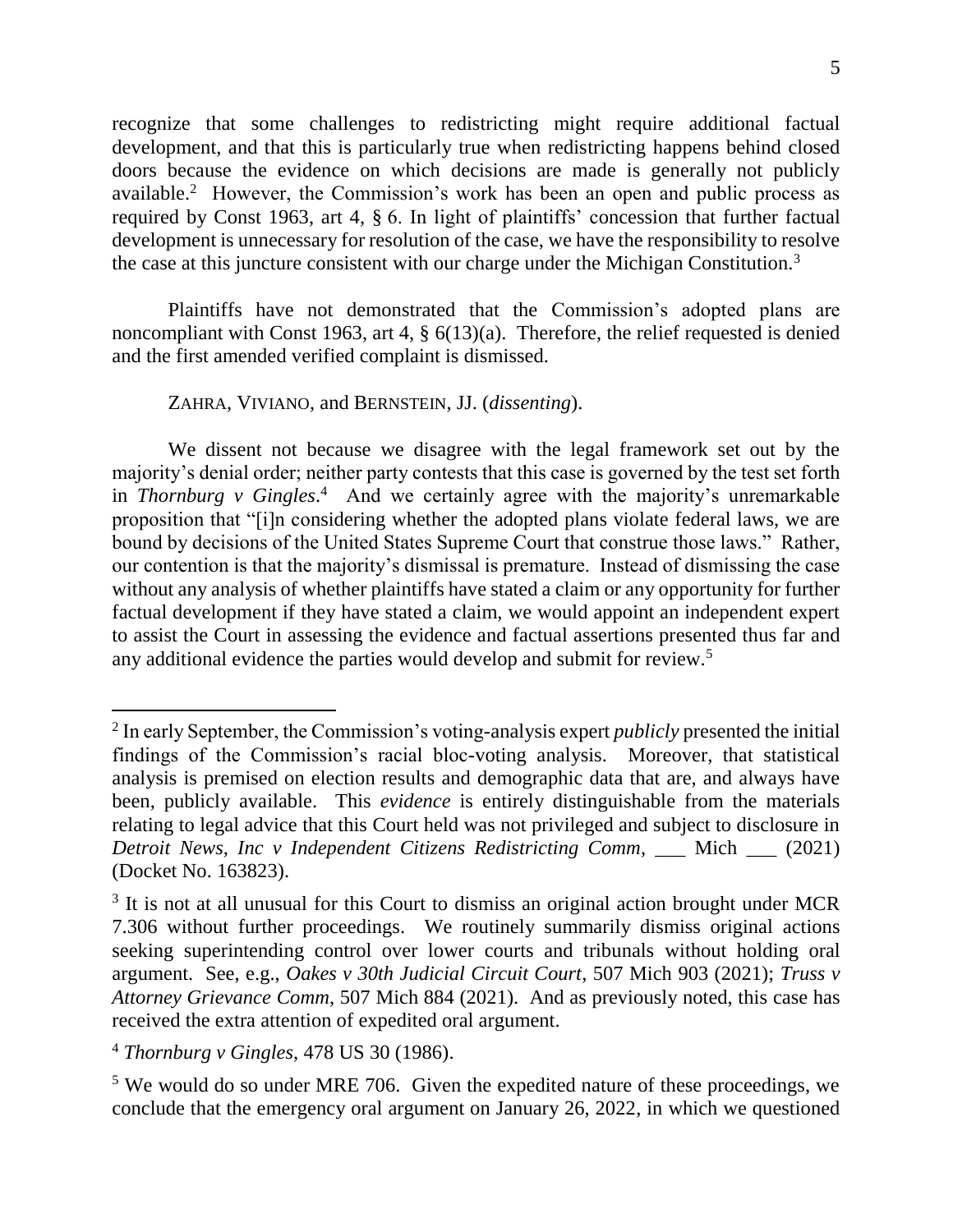recognize that some challenges to redistricting might require additional factual development, and that this is particularly true when redistricting happens behind closed doors because the evidence on which decisions are made is generally not publicly available.[2] However, the Commission's work has been an open and public process as required by Const 1963, art 4, § 6. In light of plaintiffs' concession that further factual development is unnecessary for resolution of the case, we have the responsibility to resolve the case at this juncture consistent with our charge under the Michigan Constitution.[3]

Plaintiffs have not demonstrated that the Commission's adopted plans are noncompliant with Const 1963, art 4, § 6(13)(a). Therefore, the relief requested is denied and the first amended verified complaint is dismissed.

ZAHRA, VIVIANO, and BERNSTEIN, JJ. (*dissenting*).

We dissent not because we disagree with the legal framework set out by the majority's denial order; neither party contests that this case is governed by the test set forth in *Thornburg v Gingles*.[4] And we certainly agree with the majority's unremarkable proposition that "[i]n considering whether the adopted plans violate federal laws, we are bound by decisions of the United States Supreme Court that construe those laws." Rather, our contention is that the majority's dismissal is premature. Instead of dismissing the case without any analysis of whether plaintiffs have stated a claim or any opportunity for further factual development if they have stated a claim, we would appoint an independent expert to assist the Court in assessing the evidence and factual assertions presented thus far and any additional evidence the parties would develop and submit for review.[5]

---

[2] In early September, the Commission's voting-analysis expert *publicly* presented the initial findings of the Commission's racial bloc-voting analysis. Moreover, that statistical analysis is premised on election results and demographic data that are, and always have been, publicly available. This *evidence* is entirely distinguishable from the materials relating to legal advice that this Court held was not privileged and subject to disclosure in *Detroit News, Inc v Independent Citizens Redistricting Comm*, ___ Mich ___ (2021) (Docket No. 163823).

[3] It is not at all unusual for this Court to dismiss an original action brought under MCR 7.306 without further proceedings. We routinely summarily dismiss original actions seeking superintending control over lower courts and tribunals without holding oral argument. See, e.g., *Oakes v 30th Judicial Circuit Court*, 507 Mich 903 (2021); *Truss v Attorney Grievance Comm*, 507 Mich 884 (2021). And as previously noted, this case has received the extra attention of expedited oral argument.

[4] *Thornburg v Gingles*, 478 US 30 (1986).

[5] We would do so under MRE 706. Given the expedited nature of these proceedings, we conclude that the emergency oral argument on January 26, 2022, in which we questioned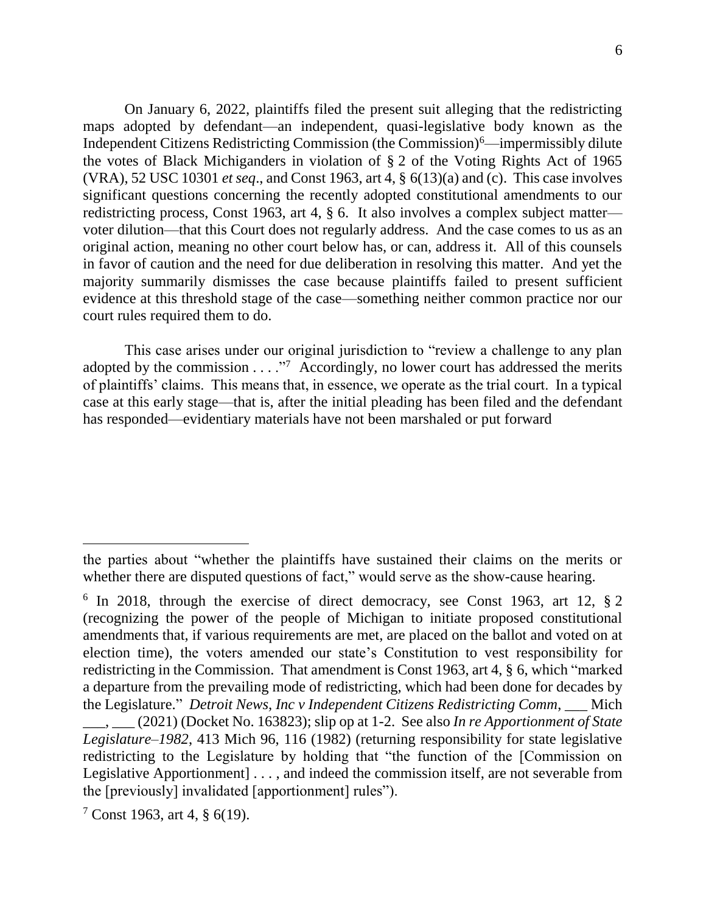On January 6, 2022, plaintiffs filed the present suit alleging that the redistricting maps adopted by defendant—an independent, quasi-legislative body known as the Independent Citizens Redistricting Commission (the Commission)[6]—impermissibly dilute the votes of Black Michiganders in violation of § 2 of the Voting Rights Act of 1965 (VRA), 52 USC 10301 *et seq*., and Const 1963, art 4, § 6(13)(a) and (c). This case involves significant questions concerning the recently adopted constitutional amendments to our redistricting process, Const 1963, art 4, § 6. It also involves a complex subject matter—voter dilution—that this Court does not regularly address. And the case comes to us as an original action, meaning no other court below has, or can, address it. All of this counsels in favor of caution and the need for due deliberation in resolving this matter. And yet the majority summarily dismisses the case because plaintiffs failed to present sufficient evidence at this threshold stage of the case—something neither common practice nor our court rules required them to do.

This case arises under our original jurisdiction to "review a challenge to any plan adopted by the commission . . . ."[7] Accordingly, no lower court has addressed the merits of plaintiffs' claims. This means that, in essence, we operate as the trial court. In a typical case at this early stage—that is, after the initial pleading has been filed and the defendant has responded—evidentiary materials have not been marshaled or put forward

---

the parties about "whether the plaintiffs have sustained their claims on the merits or whether there are disputed questions of fact," would serve as the show-cause hearing.

[6] In 2018, through the exercise of direct democracy, see Const 1963, art 12, § 2 (recognizing the power of the people of Michigan to initiate proposed constitutional amendments that, if various requirements are met, are placed on the ballot and voted on at election time), the voters amended our state's Constitution to vest responsibility for redistricting in the Commission. That amendment is Const 1963, art 4, § 6, which "marked a departure from the prevailing mode of redistricting, which had been done for decades by the Legislature." *Detroit News, Inc v Independent Citizens Redistricting Comm*, ___ Mich ___, ___ (2021) (Docket No. 163823); slip op at 1-2. See also *In re Apportionment of State Legislature–1982*, 413 Mich 96, 116 (1982) (returning responsibility for state legislative redistricting to the Legislature by holding that "the function of the [Commission on Legislative Apportionment] . . . , and indeed the commission itself, are not severable from the [previously] invalidated [apportionment] rules").

[7] Const 1963, art 4, § 6(19).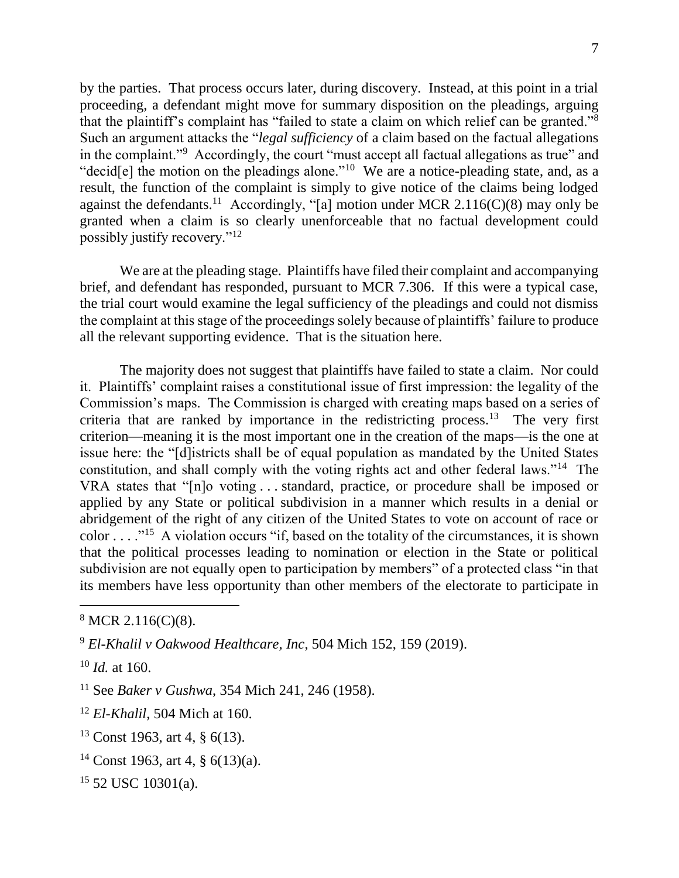by the parties. That process occurs later, during discovery. Instead, at this point in a trial proceeding, a defendant might move for summary disposition on the pleadings, arguing that the plaintiff's complaint has "failed to state a claim on which relief can be granted."[8] Such an argument attacks the "*legal sufficiency* of a claim based on the factual allegations in the complaint."[9] Accordingly, the court "must accept all factual allegations as true" and "decid[e] the motion on the pleadings alone."[10] We are a notice-pleading state, and, as a result, the function of the complaint is simply to give notice of the claims being lodged against the defendants.[11] Accordingly, "[a] motion under MCR 2.116(C)(8) may only be granted when a claim is so clearly unenforceable that no factual development could possibly justify recovery."[12]

We are at the pleading stage. Plaintiffs have filed their complaint and accompanying brief, and defendant has responded, pursuant to MCR 7.306. If this were a typical case, the trial court would examine the legal sufficiency of the pleadings and could not dismiss the complaint at this stage of the proceedings solely because of plaintiffs' failure to produce all the relevant supporting evidence. That is the situation here.

The majority does not suggest that plaintiffs have failed to state a claim. Nor could it. Plaintiffs' complaint raises a constitutional issue of first impression: the legality of the Commission's maps. The Commission is charged with creating maps based on a series of criteria that are ranked by importance in the redistricting process.[13] The very first criterion—meaning it is the most important one in the creation of the maps—is the one at issue here: the "[d]istricts shall be of equal population as mandated by the United States constitution, and shall comply with the voting rights act and other federal laws."[14] The VRA states that "[n]o voting . . . standard, practice, or procedure shall be imposed or applied by any State or political subdivision in a manner which results in a denial or abridgement of the right of any citizen of the United States to vote on account of race or color . . . ."[15] A violation occurs "if, based on the totality of the circumstances, it is shown that the political processes leading to nomination or election in the State or political subdivision are not equally open to participation by members" of a protected class "in that its members have less opportunity than other members of the electorate to participate in

---

[8] MCR 2.116(C)(8).

[9] *El-Khalil v Oakwood Healthcare, Inc*, 504 Mich 152, 159 (2019).

[10] *Id.* at 160.

[11] See *Baker v Gushwa*, 354 Mich 241, 246 (1958).

[12] *El-Khalil*, 504 Mich at 160.

[13] Const 1963, art 4, § 6(13).

[14] Const 1963, art 4, § 6(13)(a).

[15] 52 USC 10301(a).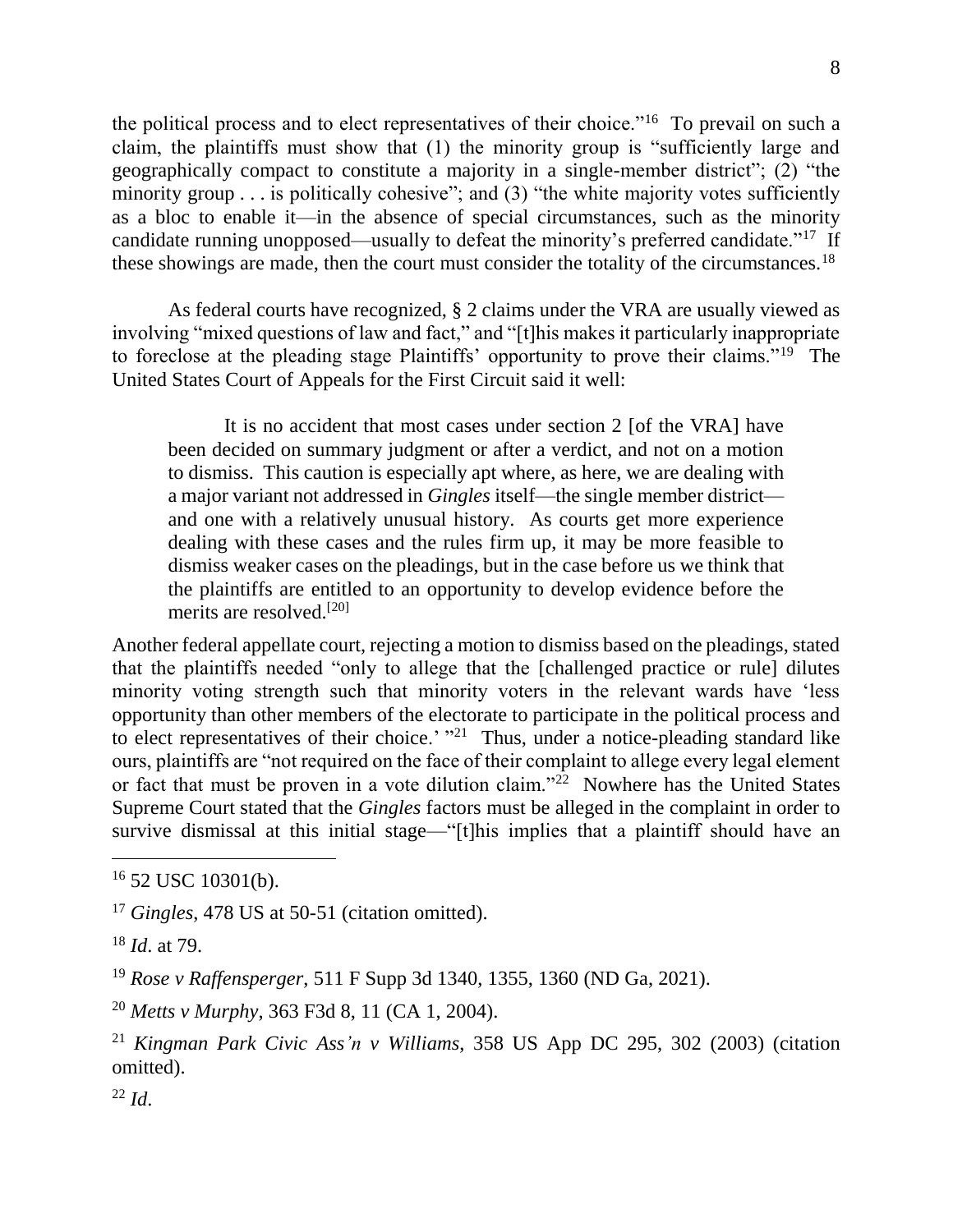the political process and to elect representatives of their choice."[16] To prevail on such a claim, the plaintiffs must show that (1) the minority group is "sufficiently large and geographically compact to constitute a majority in a single-member district"; (2) "the minority group . . . is politically cohesive"; and (3) "the white majority votes sufficiently as a bloc to enable it—in the absence of special circumstances, such as the minority candidate running unopposed—usually to defeat the minority's preferred candidate."[17] If these showings are made, then the court must consider the totality of the circumstances.[18]

As federal courts have recognized, § 2 claims under the VRA are usually viewed as involving "mixed questions of law and fact," and "[t]his makes it particularly inappropriate to foreclose at the pleading stage Plaintiffs' opportunity to prove their claims."[19] The United States Court of Appeals for the First Circuit said it well:

> It is no accident that most cases under section 2 [of the VRA] have been decided on summary judgment or after a verdict, and not on a motion to dismiss. This caution is especially apt where, as here, we are dealing with a major variant not addressed in *Gingles* itself—the single member district—and one with a relatively unusual history. As courts get more experience dealing with these cases and the rules firm up, it may be more feasible to dismiss weaker cases on the pleadings, but in the case before us we think that the plaintiffs are entitled to an opportunity to develop evidence before the merits are resolved.[20]

Another federal appellate court, rejecting a motion to dismiss based on the pleadings, stated that the plaintiffs needed "only to allege that the [challenged practice or rule] dilutes minority voting strength such that minority voters in the relevant wards have 'less opportunity than other members of the electorate to participate in the political process and to elect representatives of their choice.' "[21] Thus, under a notice-pleading standard like ours, plaintiffs are "not required on the face of their complaint to allege every legal element or fact that must be proven in a vote dilution claim."[22] Nowhere has the United States Supreme Court stated that the *Gingles* factors must be alleged in the complaint in order to survive dismissal at this initial stage—"[t]his implies that a plaintiff should have an

---

[16] 52 USC 10301(b).

[17] *Gingles*, 478 US at 50-51 (citation omitted).

[18] *Id*. at 79.

[19] *Rose v Raffensperger*, 511 F Supp 3d 1340, 1355, 1360 (ND Ga, 2021).

[20] *Metts v Murphy*, 363 F3d 8, 11 (CA 1, 2004).

[21] *Kingman Park Civic Ass'n v Williams*, 358 US App DC 295, 302 (2003) (citation omitted).

[22] *Id*.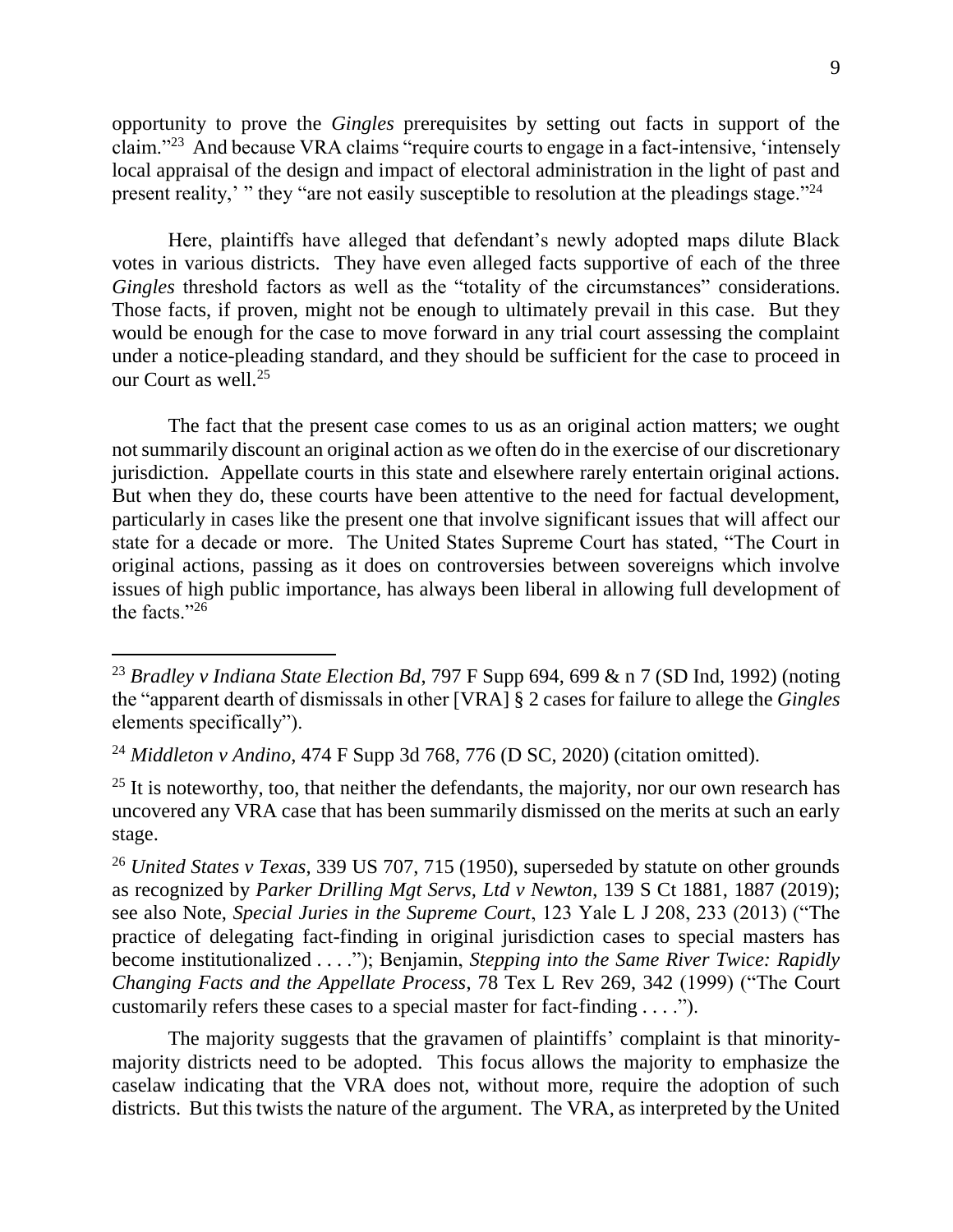opportunity to prove the *Gingles* prerequisites by setting out facts in support of the claim."[23] And because VRA claims "require courts to engage in a fact-intensive, 'intensely local appraisal of the design and impact of electoral administration in the light of past and present reality,' " they "are not easily susceptible to resolution at the pleadings stage."[24]

Here, plaintiffs have alleged that defendant's newly adopted maps dilute Black votes in various districts. They have even alleged facts supportive of each of the three *Gingles* threshold factors as well as the "totality of the circumstances" considerations. Those facts, if proven, might not be enough to ultimately prevail in this case. But they would be enough for the case to move forward in any trial court assessing the complaint under a notice-pleading standard, and they should be sufficient for the case to proceed in our Court as well.[25]

The fact that the present case comes to us as an original action matters; we ought not summarily discount an original action as we often do in the exercise of our discretionary jurisdiction. Appellate courts in this state and elsewhere rarely entertain original actions. But when they do, these courts have been attentive to the need for factual development, particularly in cases like the present one that involve significant issues that will affect our state for a decade or more. The United States Supreme Court has stated, "The Court in original actions, passing as it does on controversies between sovereigns which involve issues of high public importance, has always been liberal in allowing full development of the facts."[26]

The majority suggests that the gravamen of plaintiffs' complaint is that minority-majority districts need to be adopted. This focus allows the majority to emphasize the caselaw indicating that the VRA does not, without more, require the adoption of such districts. But this twists the nature of the argument. The VRA, as interpreted by the United

---

[23] *Bradley v Indiana State Election Bd*, 797 F Supp 694, 699 & n 7 (SD Ind, 1992) (noting the "apparent dearth of dismissals in other [VRA] § 2 cases for failure to allege the *Gingles* elements specifically").

[24] *Middleton v Andino*, 474 F Supp 3d 768, 776 (D SC, 2020) (citation omitted).

[25] It is noteworthy, too, that neither the defendants, the majority, nor our own research has uncovered any VRA case that has been summarily dismissed on the merits at such an early stage.

[26] *United States v Texas*, 339 US 707, 715 (1950), superseded by statute on other grounds as recognized by *Parker Drilling Mgt Servs, Ltd v Newton*, 139 S Ct 1881, 1887 (2019); see also Note, *Special Juries in the Supreme Court*, 123 Yale L J 208, 233 (2013) ("The practice of delegating fact-finding in original jurisdiction cases to special masters has become institutionalized . . . ."); Benjamin, *Stepping into the Same River Twice: Rapidly Changing Facts and the Appellate Process*, 78 Tex L Rev 269, 342 (1999) ("The Court customarily refers these cases to a special master for fact-finding . . . .").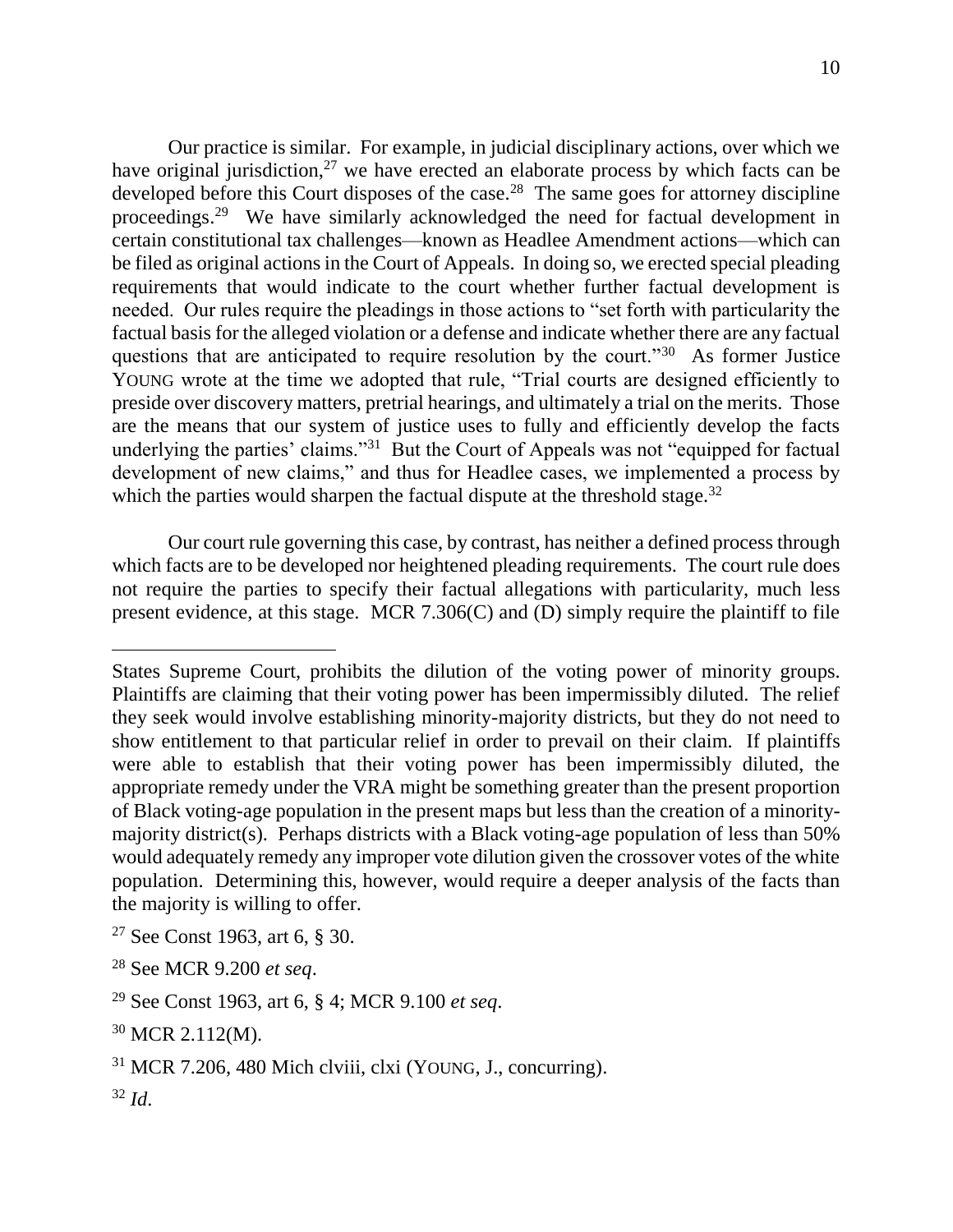Our practice is similar. For example, in judicial disciplinary actions, over which we have original jurisdiction,[27] we have erected an elaborate process by which facts can be developed before this Court disposes of the case.[28] The same goes for attorney discipline proceedings.[29] We have similarly acknowledged the need for factual development in certain constitutional tax challenges—known as Headlee Amendment actions—which can be filed as original actions in the Court of Appeals. In doing so, we erected special pleading requirements that would indicate to the court whether further factual development is needed. Our rules require the pleadings in those actions to "set forth with particularity the factual basis for the alleged violation or a defense and indicate whether there are any factual questions that are anticipated to require resolution by the court."[30] As former Justice YOUNG wrote at the time we adopted that rule, "Trial courts are designed efficiently to preside over discovery matters, pretrial hearings, and ultimately a trial on the merits. Those are the means that our system of justice uses to fully and efficiently develop the facts underlying the parties' claims."[31] But the Court of Appeals was not "equipped for factual development of new claims," and thus for Headlee cases, we implemented a process by which the parties would sharpen the factual dispute at the threshold stage.[32]

Our court rule governing this case, by contrast, has neither a defined process through which facts are to be developed nor heightened pleading requirements. The court rule does not require the parties to specify their factual allegations with particularity, much less present evidence, at this stage. MCR 7.306(C) and (D) simply require the plaintiff to file

---

States Supreme Court, prohibits the dilution of the voting power of minority groups. Plaintiffs are claiming that their voting power has been impermissibly diluted. The relief they seek would involve establishing minority-majority districts, but they do not need to show entitlement to that particular relief in order to prevail on their claim. If plaintiffs were able to establish that their voting power has been impermissibly diluted, the appropriate remedy under the VRA might be something greater than the present proportion of Black voting-age population in the present maps but less than the creation of a minority-majority district(s). Perhaps districts with a Black voting-age population of less than 50% would adequately remedy any improper vote dilution given the crossover votes of the white population. Determining this, however, would require a deeper analysis of the facts than the majority is willing to offer.

[27] See Const 1963, art 6, § 30.

[28] See MCR 9.200 *et seq*.

[29] See Const 1963, art 6, § 4; MCR 9.100 *et seq*.

[30] MCR 2.112(M).

[31] MCR 7.206, 480 Mich clviii, clxi (YOUNG, J., concurring).

[32] *Id*.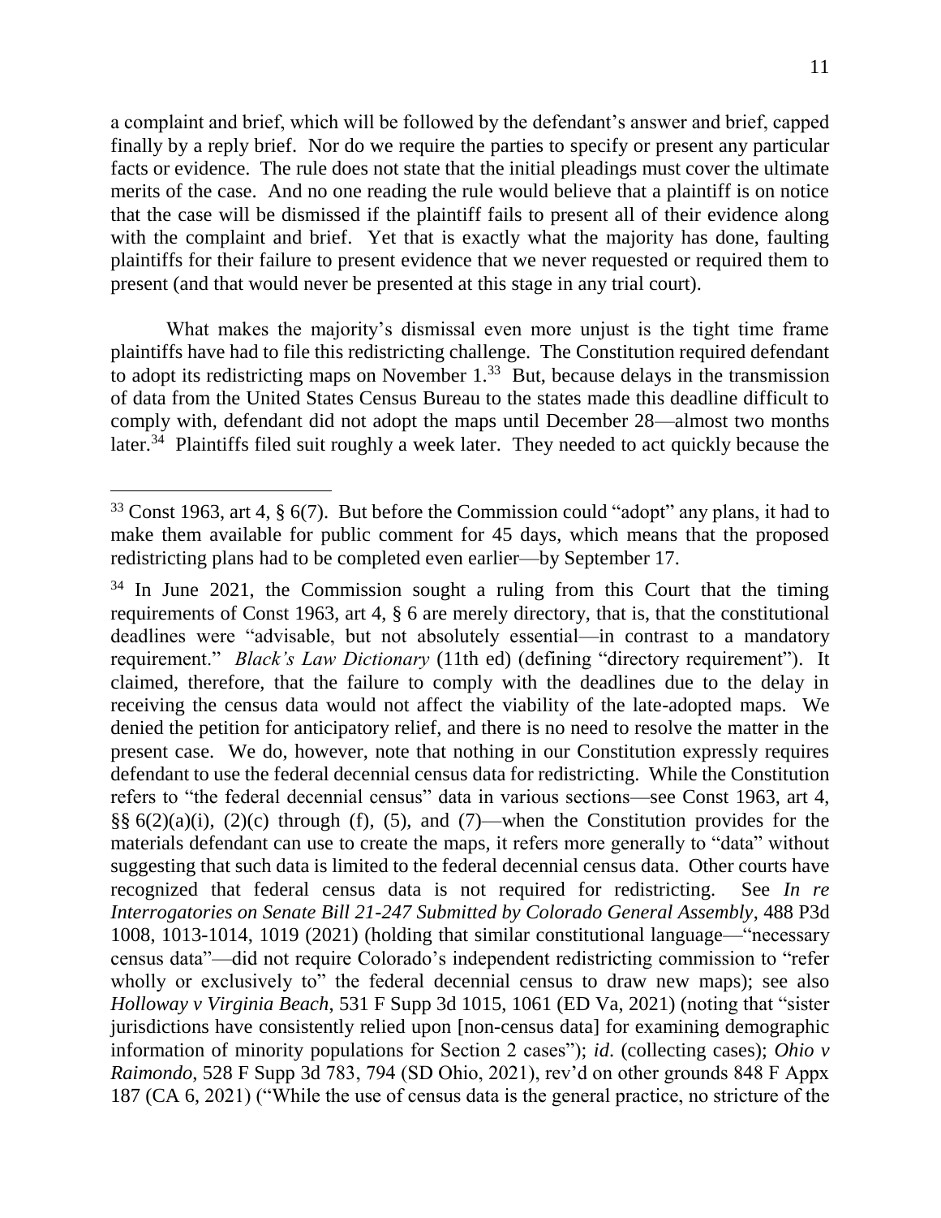a complaint and brief, which will be followed by the defendant's answer and brief, capped finally by a reply brief. Nor do we require the parties to specify or present any particular facts or evidence. The rule does not state that the initial pleadings must cover the ultimate merits of the case. And no one reading the rule would believe that a plaintiff is on notice that the case will be dismissed if the plaintiff fails to present all of their evidence along with the complaint and brief. Yet that is exactly what the majority has done, faulting plaintiffs for their failure to present evidence that we never requested or required them to present (and that would never be presented at this stage in any trial court).

What makes the majority's dismissal even more unjust is the tight time frame plaintiffs have had to file this redistricting challenge. The Constitution required defendant to adopt its redistricting maps on November 1.[33] But, because delays in the transmission of data from the United States Census Bureau to the states made this deadline difficult to comply with, defendant did not adopt the maps until December 28—almost two months later.[34] Plaintiffs filed suit roughly a week later. They needed to act quickly because the

---

[33] Const 1963, art 4, § 6(7). But before the Commission could "adopt" any plans, it had to make them available for public comment for 45 days, which means that the proposed redistricting plans had to be completed even earlier—by September 17.

[34] In June 2021, the Commission sought a ruling from this Court that the timing requirements of Const 1963, art 4, § 6 are merely directory, that is, that the constitutional deadlines were "advisable, but not absolutely essential—in contrast to a mandatory requirement." *Black's Law Dictionary* (11th ed) (defining "directory requirement"). It claimed, therefore, that the failure to comply with the deadlines due to the delay in receiving the census data would not affect the viability of the late-adopted maps. We denied the petition for anticipatory relief, and there is no need to resolve the matter in the present case. We do, however, note that nothing in our Constitution expressly requires defendant to use the federal decennial census data for redistricting. While the Constitution refers to "the federal decennial census" data in various sections—see Const 1963, art 4, §§ 6(2)(a)(i), (2)(c) through (f), (5), and (7)—when the Constitution provides for the materials defendant can use to create the maps, it refers more generally to "data" without suggesting that such data is limited to the federal decennial census data. Other courts have recognized that federal census data is not required for redistricting. See *In re Interrogatories on Senate Bill 21-247 Submitted by Colorado General Assembly*, 488 P3d 1008, 1013-1014, 1019 (2021) (holding that similar constitutional language—"necessary census data"—did not require Colorado's independent redistricting commission to "refer wholly or exclusively to" the federal decennial census to draw new maps); see also *Holloway v Virginia Beach*, 531 F Supp 3d 1015, 1061 (ED Va, 2021) (noting that "sister jurisdictions have consistently relied upon [non-census data] for examining demographic information of minority populations for Section 2 cases"); *id*. (collecting cases); *Ohio v Raimondo*, 528 F Supp 3d 783, 794 (SD Ohio, 2021), rev'd on other grounds 848 F Appx 187 (CA 6, 2021) ("While the use of census data is the general practice, no stricture of the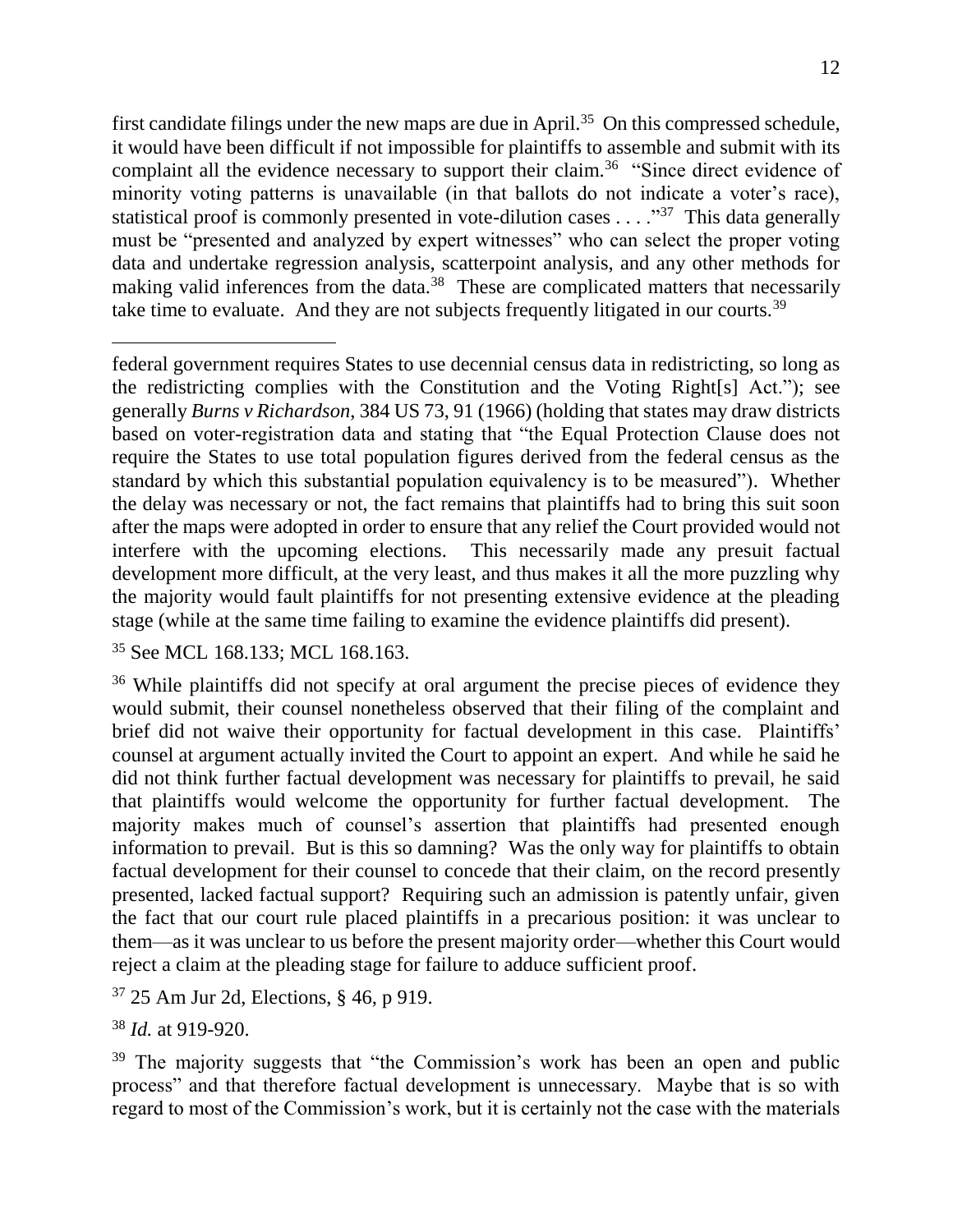first candidate filings under the new maps are due in April.[35] On this compressed schedule, it would have been difficult if not impossible for plaintiffs to assemble and submit with its complaint all the evidence necessary to support their claim.[36] "Since direct evidence of minority voting patterns is unavailable (in that ballots do not indicate a voter's race), statistical proof is commonly presented in vote-dilution cases . . . ."[37] This data generally must be "presented and analyzed by expert witnesses" who can select the proper voting data and undertake regression analysis, scatterpoint analysis, and any other methods for making valid inferences from the data.[38] These are complicated matters that necessarily take time to evaluate. And they are not subjects frequently litigated in our courts.[39]

---

federal government requires States to use decennial census data in redistricting, so long as the redistricting complies with the Constitution and the Voting Right[s] Act."); see generally *Burns v Richardson*, 384 US 73, 91 (1966) (holding that states may draw districts based on voter-registration data and stating that "the Equal Protection Clause does not require the States to use total population figures derived from the federal census as the standard by which this substantial population equivalency is to be measured"). Whether the delay was necessary or not, the fact remains that plaintiffs had to bring this suit soon after the maps were adopted in order to ensure that any relief the Court provided would not interfere with the upcoming elections. This necessarily made any presuit factual development more difficult, at the very least, and thus makes it all the more puzzling why the majority would fault plaintiffs for not presenting extensive evidence at the pleading stage (while at the same time failing to examine the evidence plaintiffs did present).

[35] See MCL 168.133; MCL 168.163.

[36] While plaintiffs did not specify at oral argument the precise pieces of evidence they would submit, their counsel nonetheless observed that their filing of the complaint and brief did not waive their opportunity for factual development in this case. Plaintiffs' counsel at argument actually invited the Court to appoint an expert. And while he said he did not think further factual development was necessary for plaintiffs to prevail, he said that plaintiffs would welcome the opportunity for further factual development. The majority makes much of counsel's assertion that plaintiffs had presented enough information to prevail. But is this so damning? Was the only way for plaintiffs to obtain factual development for their counsel to concede that their claim, on the record presently presented, lacked factual support? Requiring such an admission is patently unfair, given the fact that our court rule placed plaintiffs in a precarious position: it was unclear to them—as it was unclear to us before the present majority order—whether this Court would reject a claim at the pleading stage for failure to adduce sufficient proof.

[37] 25 Am Jur 2d, Elections, § 46, p 919.

[38] *Id.* at 919-920.

[39] The majority suggests that "the Commission's work has been an open and public process" and that therefore factual development is unnecessary. Maybe that is so with regard to most of the Commission's work, but it is certainly not the case with the materials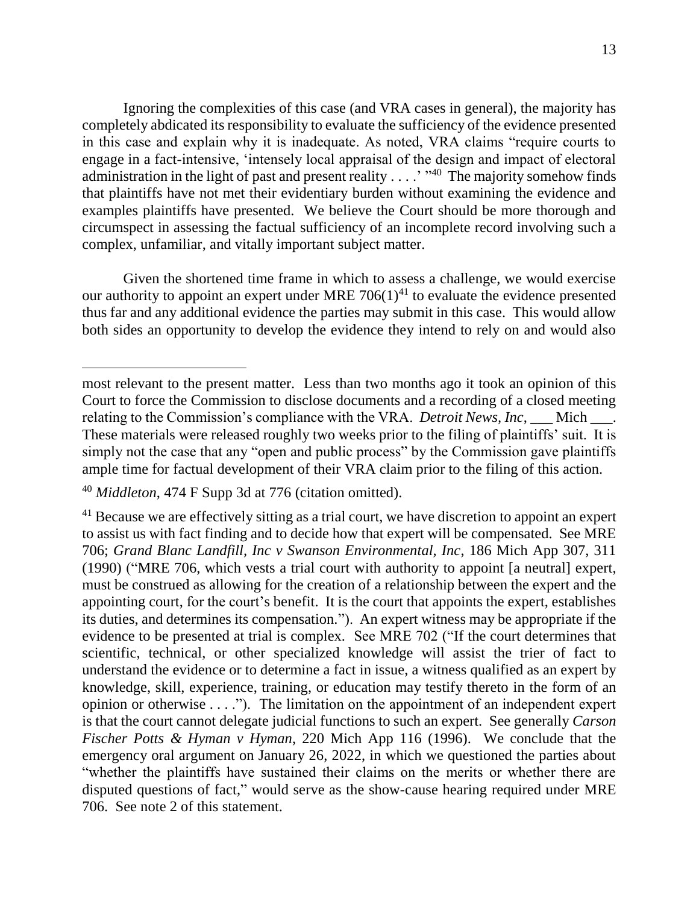Ignoring the complexities of this case (and VRA cases in general), the majority has completely abdicated its responsibility to evaluate the sufficiency of the evidence presented in this case and explain why it is inadequate. As noted, VRA claims "require courts to engage in a fact-intensive, 'intensely local appraisal of the design and impact of electoral administration in the light of past and present reality . . . .' "[40] The majority somehow finds that plaintiffs have not met their evidentiary burden without examining the evidence and examples plaintiffs have presented. We believe the Court should be more thorough and circumspect in assessing the factual sufficiency of an incomplete record involving such a complex, unfamiliar, and vitally important subject matter.

Given the shortened time frame in which to assess a challenge, we would exercise our authority to appoint an expert under MRE 706(1)[41] to evaluate the evidence presented thus far and any additional evidence the parties may submit in this case. This would allow both sides an opportunity to develop the evidence they intend to rely on and would also

---

most relevant to the present matter. Less than two months ago it took an opinion of this Court to force the Commission to disclose documents and a recording of a closed meeting relating to the Commission's compliance with the VRA. *Detroit News, Inc*, ___ Mich ___. These materials were released roughly two weeks prior to the filing of plaintiffs' suit. It is simply not the case that any "open and public process" by the Commission gave plaintiffs ample time for factual development of their VRA claim prior to the filing of this action.

[40] *Middleton*, 474 F Supp 3d at 776 (citation omitted).

[41] Because we are effectively sitting as a trial court, we have discretion to appoint an expert to assist us with fact finding and to decide how that expert will be compensated. See MRE 706; *Grand Blanc Landfill, Inc v Swanson Environmental, Inc*, 186 Mich App 307, 311 (1990) ("MRE 706, which vests a trial court with authority to appoint [a neutral] expert, must be construed as allowing for the creation of a relationship between the expert and the appointing court, for the court's benefit. It is the court that appoints the expert, establishes its duties, and determines its compensation."). An expert witness may be appropriate if the evidence to be presented at trial is complex. See MRE 702 ("If the court determines that scientific, technical, or other specialized knowledge will assist the trier of fact to understand the evidence or to determine a fact in issue, a witness qualified as an expert by knowledge, skill, experience, training, or education may testify thereto in the form of an opinion or otherwise . . . ."). The limitation on the appointment of an independent expert is that the court cannot delegate judicial functions to such an expert. See generally *Carson Fischer Potts & Hyman v Hyman*, 220 Mich App 116 (1996). We conclude that the emergency oral argument on January 26, 2022, in which we questioned the parties about "whether the plaintiffs have sustained their claims on the merits or whether there are disputed questions of fact," would serve as the show-cause hearing required under MRE 706. See note 2 of this statement.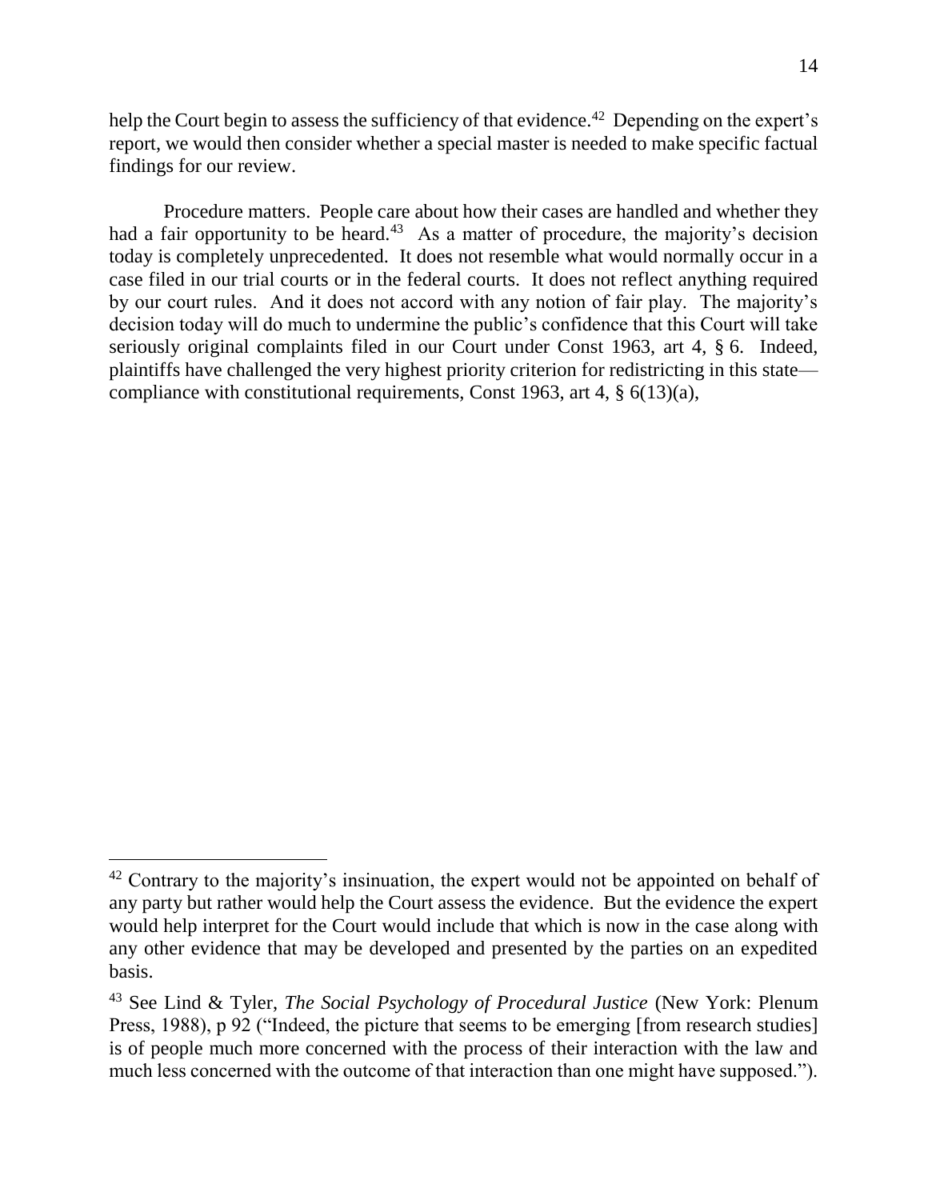help the Court begin to assess the sufficiency of that evidence.[42] Depending on the expert's report, we would then consider whether a special master is needed to make specific factual findings for our review.

Procedure matters. People care about how their cases are handled and whether they had a fair opportunity to be heard.[43] As a matter of procedure, the majority's decision today is completely unprecedented. It does not resemble what would normally occur in a case filed in our trial courts or in the federal courts. It does not reflect anything required by our court rules. And it does not accord with any notion of fair play. The majority's decision today will do much to undermine the public's confidence that this Court will take seriously original complaints filed in our Court under Const 1963, art 4, § 6. Indeed, plaintiffs have challenged the very highest priority criterion for redistricting in this state—compliance with constitutional requirements, Const 1963, art 4, § 6(13)(a),

---

[42] Contrary to the majority's insinuation, the expert would not be appointed on behalf of any party but rather would help the Court assess the evidence. But the evidence the expert would help interpret for the Court would include that which is now in the case along with any other evidence that may be developed and presented by the parties on an expedited basis.

[43] See Lind & Tyler, *The Social Psychology of Procedural Justice* (New York: Plenum Press, 1988), p 92 ("Indeed, the picture that seems to be emerging [from research studies] is of people much more concerned with the process of their interaction with the law and much less concerned with the outcome of that interaction than one might have supposed.").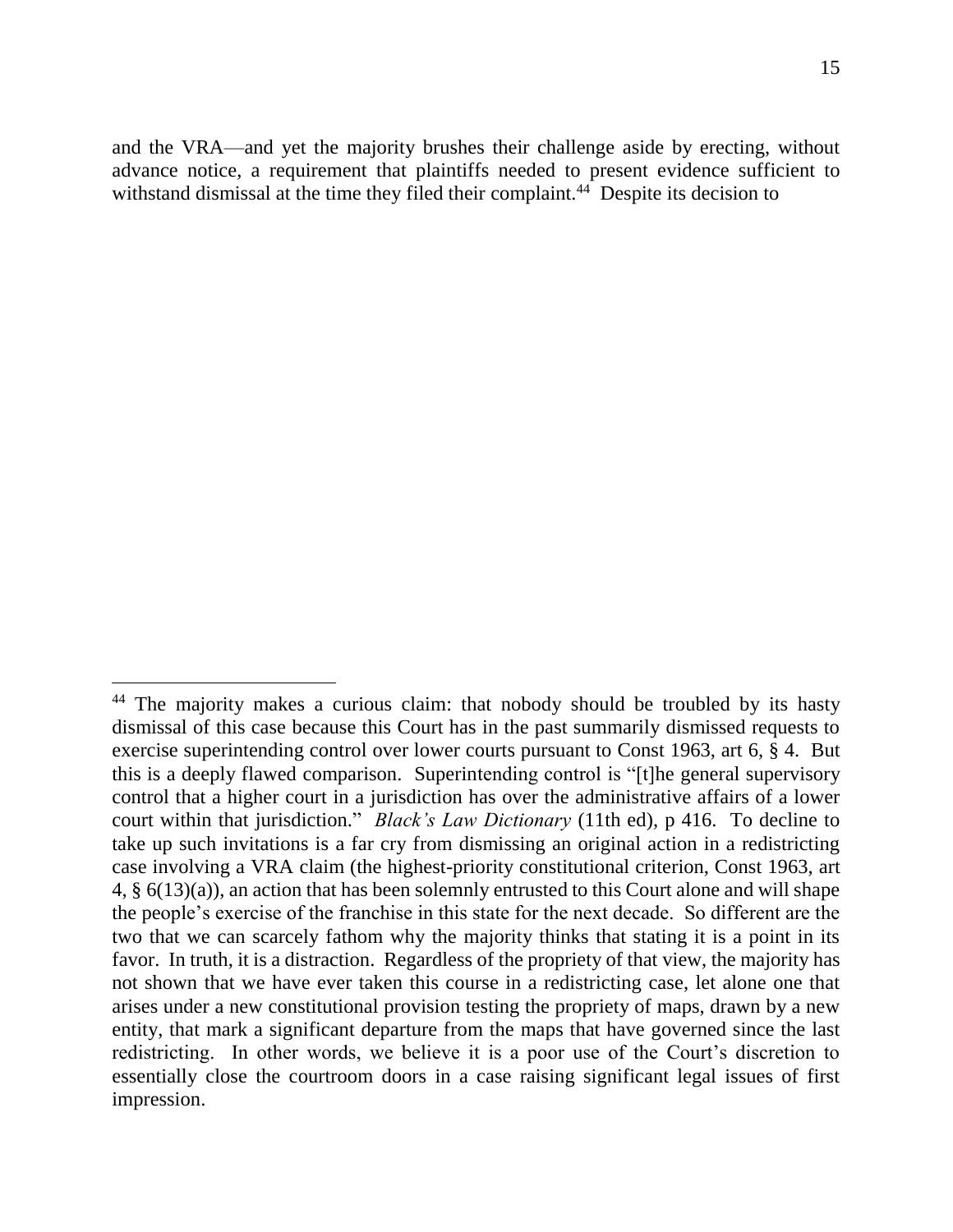and the VRA—and yet the majority brushes their challenge aside by erecting, without advance notice, a requirement that plaintiffs needed to present evidence sufficient to withstand dismissal at the time they filed their complaint.[44] Despite its decision to

---

[44] The majority makes a curious claim: that nobody should be troubled by its hasty dismissal of this case because this Court has in the past summarily dismissed requests to exercise superintending control over lower courts pursuant to Const 1963, art 6, § 4. But this is a deeply flawed comparison. Superintending control is "[t]he general supervisory control that a higher court in a jurisdiction has over the administrative affairs of a lower court within that jurisdiction." *Black's Law Dictionary* (11th ed), p 416. To decline to take up such invitations is a far cry from dismissing an original action in a redistricting case involving a VRA claim (the highest-priority constitutional criterion, Const 1963, art 4, § 6(13)(a)), an action that has been solemnly entrusted to this Court alone and will shape the people's exercise of the franchise in this state for the next decade. So different are the two that we can scarcely fathom why the majority thinks that stating it is a point in its favor. In truth, it is a distraction. Regardless of the propriety of that view, the majority has not shown that we have ever taken this course in a redistricting case, let alone one that arises under a new constitutional provision testing the propriety of maps, drawn by a new entity, that mark a significant departure from the maps that have governed since the last redistricting. In other words, we believe it is a poor use of the Court's discretion to essentially close the courtroom doors in a case raising significant legal issues of first impression.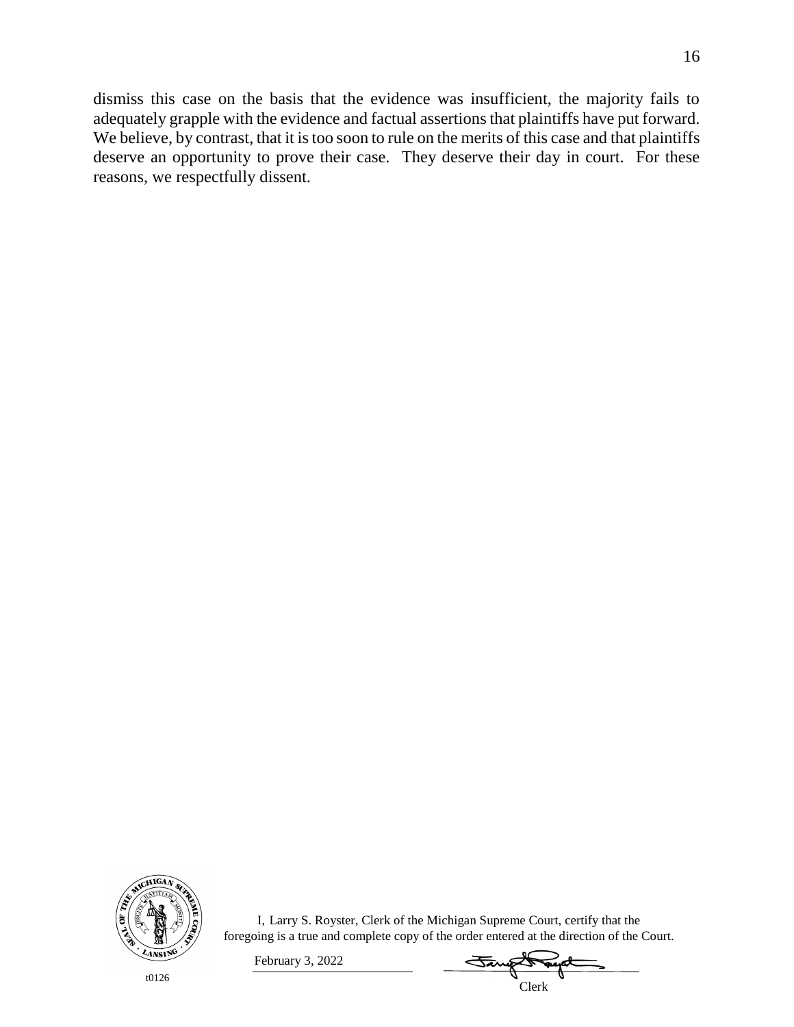dismiss this case on the basis that the evidence was insufficient, the majority fails to adequately grapple with the evidence and factual assertions that plaintiffs have put forward. We believe, by contrast, that it is too soon to rule on the merits of this case and that plaintiffs deserve an opportunity to prove their case. They deserve their day in court. For these reasons, we respectfully dissent.

I, Larry S. Royster, Clerk of the Michigan Supreme Court, certify that the foregoing is a true and complete copy of the order entered at the direction of the Court.

February 3, 2022

Clerk

t0126